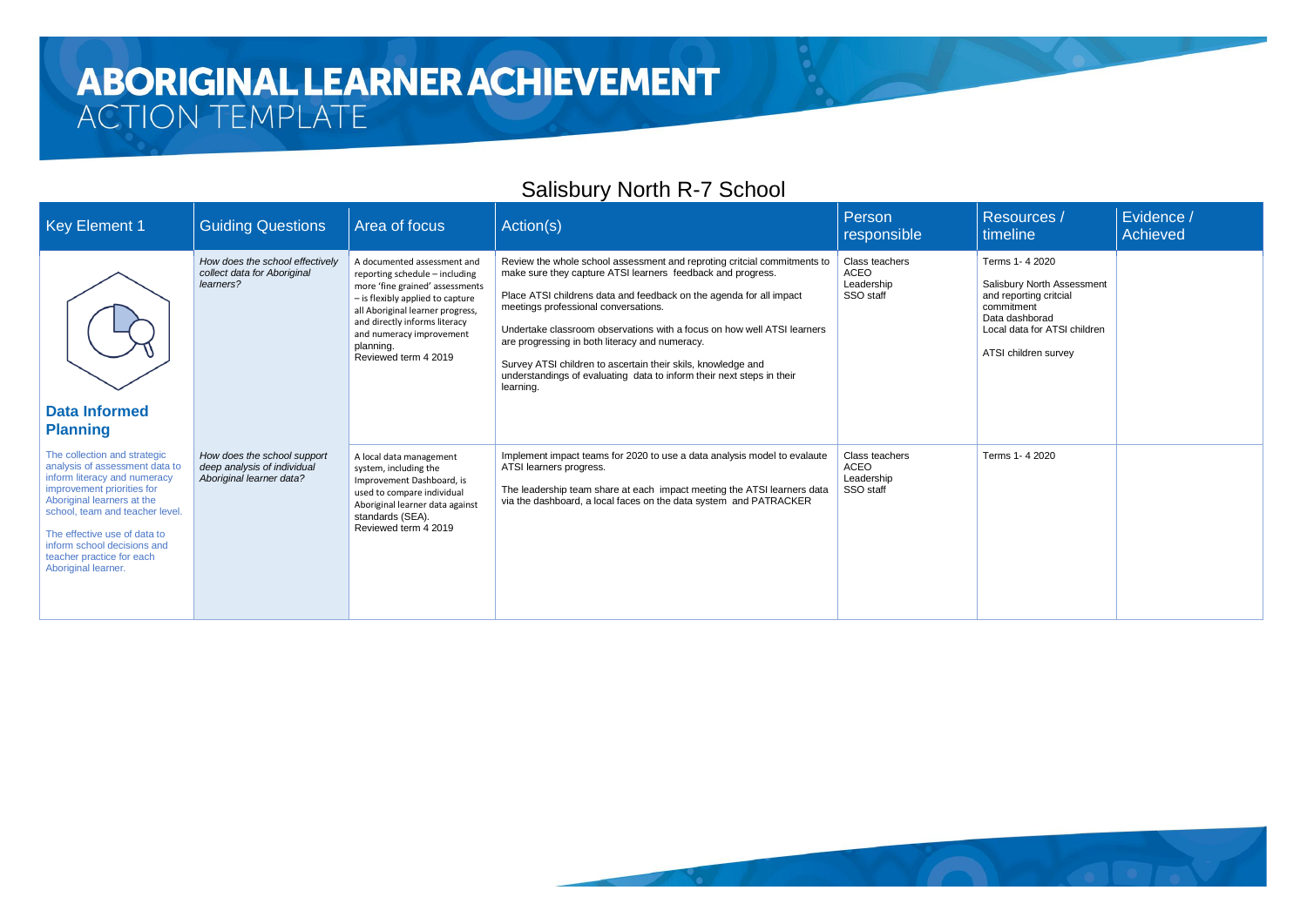# ABORIGINAL LEARNER ACHIEVEMENT
## ACTION TEMPLATE

### Salisbury North R-7 School

| Key Element 1 | Guiding Questions | Area of focus | Action(s) | Person responsible | Resources / timeline | Evidence / Achieved |
|---|---|---|---|---|---|---|
| **Data Informed Planning**<br><br>The collection and strategic analysis of assessment data to inform literacy and numeracy improvement priorities for Aboriginal learners at the school, team and teacher level.<br><br>The effective use of data to inform school decisions and teacher practice for each Aboriginal learner. | *How does the school effectively collect data for Aboriginal learners?* | A documented assessment and reporting schedule – including more 'fine grained' assessments – is flexibly applied to capture all Aboriginal learner progress, and directly informs literacy and numeracy improvement planning.<br>Reviewed term 4 2019 | Review the whole school assessment and reproting critcial commitments to make sure they capture ATSI learners feedback and progress.<br><br>Place ATSI childrens data and feedback on the agenda for all impact meetings professional conversations.<br><br>Undertake classroom observations with a focus on how well ATSI learners are progressing in both literacy and numeracy.<br><br>Survey ATSI children to ascertain their skils, knowledge and understandings of evaluating data to inform their next steps in their learning. | Class teachers<br>ACEO<br>Leadership<br>SSO staff | Terms 1- 4 2020<br><br>Salisbury North Assessment and reporting critcial commitment<br>Data dashborad<br>Local data for ATSI children<br><br>ATSI children survey | |
| | *How does the school support deep analysis of individual Aboriginal learner data?* | A local data management system, including the Improvement Dashboard, is used to compare individual Aboriginal learner data against standards (SEA).<br>Reviewed term 4 2019 | Implement impact teams for 2020 to use a data analysis model to evalaute ATSI learners progress.<br><br>The leadership team share at each impact meeting the ATSI learners data via the dashboard, a local faces on the data system and PATRACKER | Class teachers<br>ACEO<br>Leadership<br>SSO staff | Terms 1- 4 2020 | |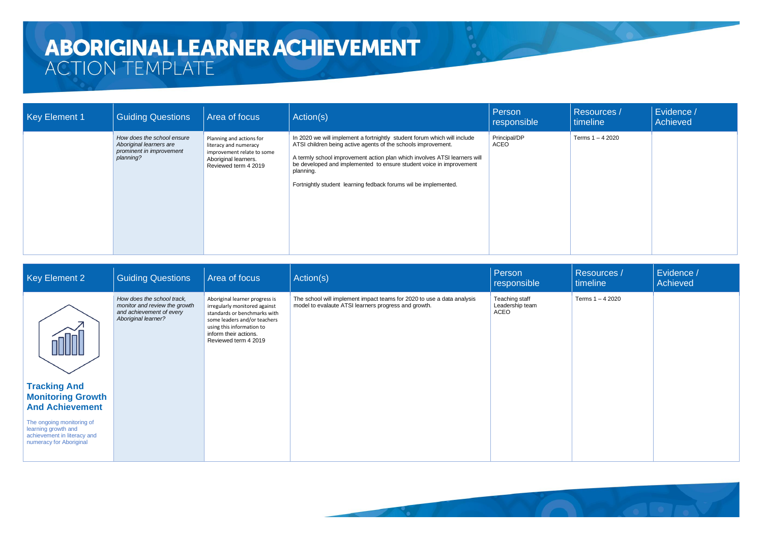# ABORIGINAL LEARNER ACHIEVEMENT
## ACTION TEMPLATE

| Key Element 1 | Guiding Questions | Area of focus | Action(s) | Person responsible | Resources / timeline | Evidence / Achieved |
|---|---|---|---|---|---|---|
| | *How does the school ensure Aboriginal learners are prominent in improvement planning?* | Planning and actions for literacy and numeracy improvement relate to some Aboriginal learners. Reviewed term 4 2019 | In 2020 we will implement a fortnightly student forum which will include ATSI children being active agents of the schools improvement.<br><br>A termly school improvement action plan which involves ATSI learners will be developed and implemented to ensure student voice in improvement planning.<br><br>Fortnightly student learning fedback forums wil be implemented. | Principal/DP<br>ACEO | Terms 1 – 4 2020 | |

| Key Element 2 | Guiding Questions | Area of focus | Action(s) | Person responsible | Resources / timeline | Evidence / Achieved |
|---|---|---|---|---|---|---|
| **Tracking And Monitoring Growth And Achievement**<br><br>The ongoing monitoring of learning growth and achievement in literacy and numeracy for Aboriginal | *How does the school track, monitor and review the growth and achievement of every Aboriginal learner?* | Aboriginal learner progress is irregularly monitored against standards or benchmarks with some leaders and/or teachers using this information to inform their actions. Reviewed term 4 2019 | The school will implement impact teams for 2020 to use a data analysis model to evalaute ATSI learners progress and growth. | Teaching staff<br>Leadership team<br>ACEO | Terms 1 – 4 2020 | |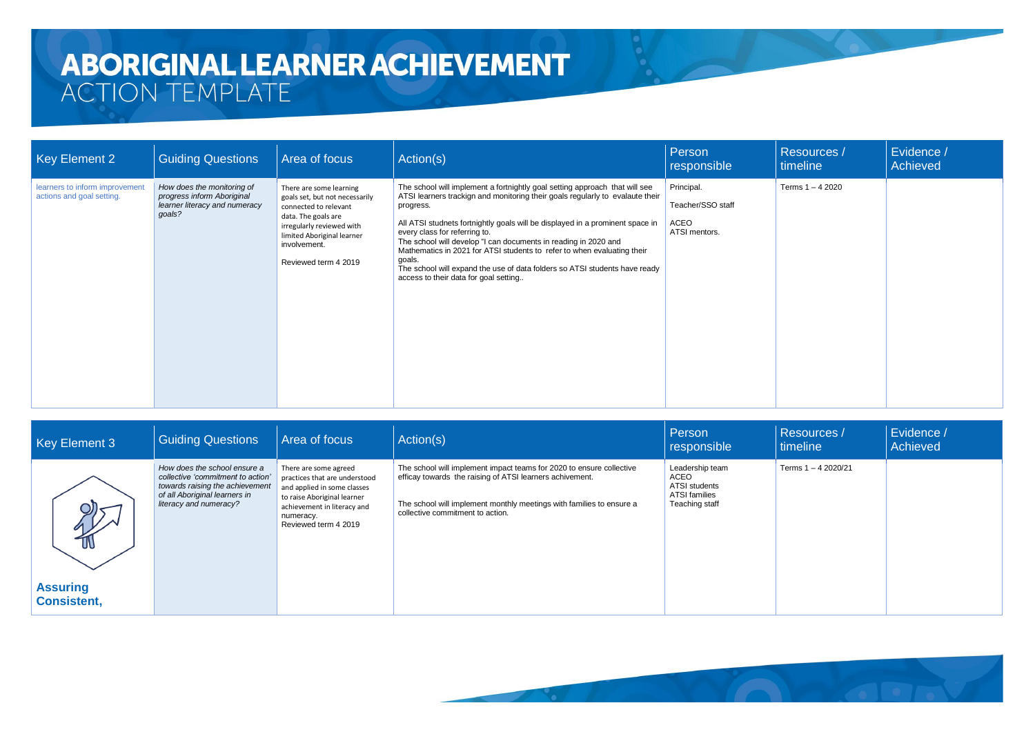# ABORIGINAL LEARNER ACHIEVEMENT
## ACTION TEMPLATE

| Key Element 2 | Guiding Questions | Area of focus | Action(s) | Person responsible | Resources / timeline | Evidence / Achieved |
|---|---|---|---|---|---|---|
| learners to inform improvement actions and goal setting. | *How does the monitoring of progress inform Aboriginal learner literacy and numeracy goals?* | There are some learning goals set, but not necessarily connected to relevant data. The goals are irregularly reviewed with limited Aboriginal learner involvement.<br><br>Reviewed term 4 2019 | The school will implement a fortnightly goal setting approach that will see ATSI learners trackign and monitoring their goals regularly to evalaute their progress.<br><br>All ATSI studnets fortnightly goals will be displayed in a prominent space in every class for referring to.<br>The school will develop "I can documents in reading in 2020 and Mathematics in 2021 for ATSI students to refer to when evaluating their goals.<br>The school will expand the use of data folders so ATSI students have ready access to their data for goal setting.. | Principal.<br><br>Teacher/SSO staff<br><br>ACEO<br>ATSI mentors. | Terms 1 – 4 2020 | |

| Key Element 3 | Guiding Questions | Area of focus | Action(s) | Person responsible | Resources / timeline | Evidence / Achieved |
|---|---|---|---|---|---|---|
| **Assuring Consistent,** | *How does the school ensure a collective 'commitment to action' towards raising the achievement of all Aboriginal learners in literacy and numeracy?* | There are some agreed practices that are understood and applied in some classes to raise Aboriginal learner achievement in literacy and numeracy.<br>Reviewed term 4 2019 | The school will implement impact teams for 2020 to ensure collective efficay towards the raising of ATSI learners achievement.<br><br>The school will implement monthly meetings with families to ensure a collective commitment to action. | Leadership team<br>ACEO<br>ATSI students<br>ATSI families<br>Teaching staff | Terms 1 – 4 2020/21 | |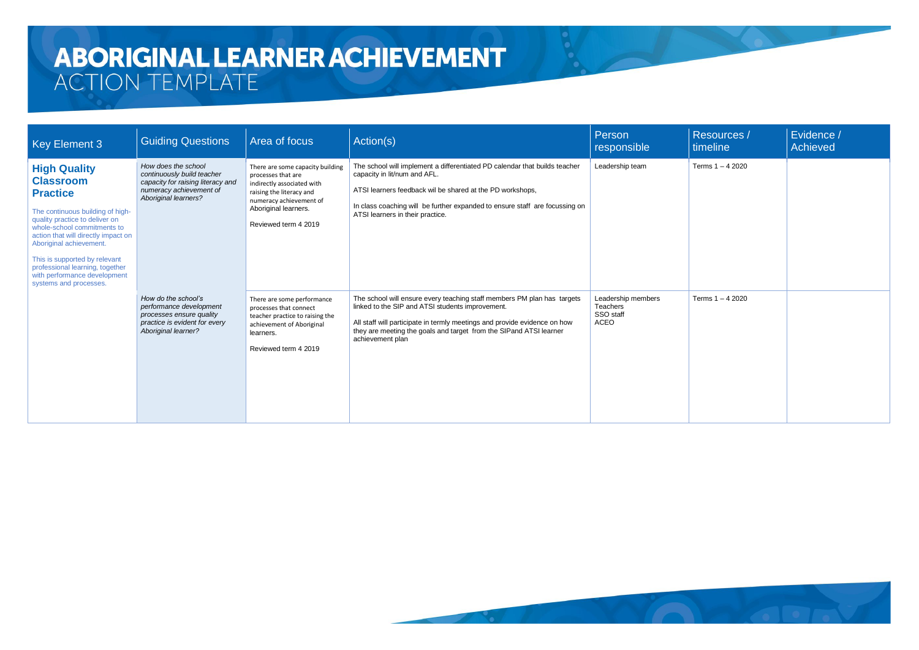# ABORIGINAL LEARNER ACHIEVEMENT
## ACTION TEMPLATE

| Key Element 3 | Guiding Questions | Area of focus | Action(s) | Person responsible | Resources / timeline | Evidence / Achieved |
|---|---|---|---|---|---|---|
| **High Quality Classroom Practice**<br><br>The continuous building of high-quality practice to deliver on whole-school commitments to action that will directly impact on Aboriginal achievement.<br><br>This is supported by relevant professional learning, together with performance development systems and processes. | *How does the school continuously build teacher capacity for raising literacy and numeracy achievement of Aboriginal learners?* | There are some capacity building processes that are indirectly associated with raising the literacy and numeracy achievement of Aboriginal learners.<br><br>Reviewed term 4 2019 | The school will implement a differentiated PD calendar that builds teacher capacity in lit/num and AFL.<br><br>ATSI learners feedback wil be shared at the PD workshops,<br><br>In class coaching will be further expanded to ensure staff are focussing on ATSI learners in their practice. | Leadership team | Terms 1 – 4 2020 | |
| | *How do the school's performance development processes ensure quality practice is evident for every Aboriginal learner?* | There are some performance processes that connect teacher practice to raising the achievement of Aboriginal learners.<br><br>Reviewed term 4 2019 | The school will ensure every teaching staff members PM plan has targets linked to the SIP and ATSI students improvement.<br><br>All staff will participate in termly meetings and provide evidence on how they are meeting the goals and target from the SIPand ATSI learner achievement plan | Leadership members<br>Teachers<br>SSO staff<br>ACEO | Terms 1 – 4 2020 | |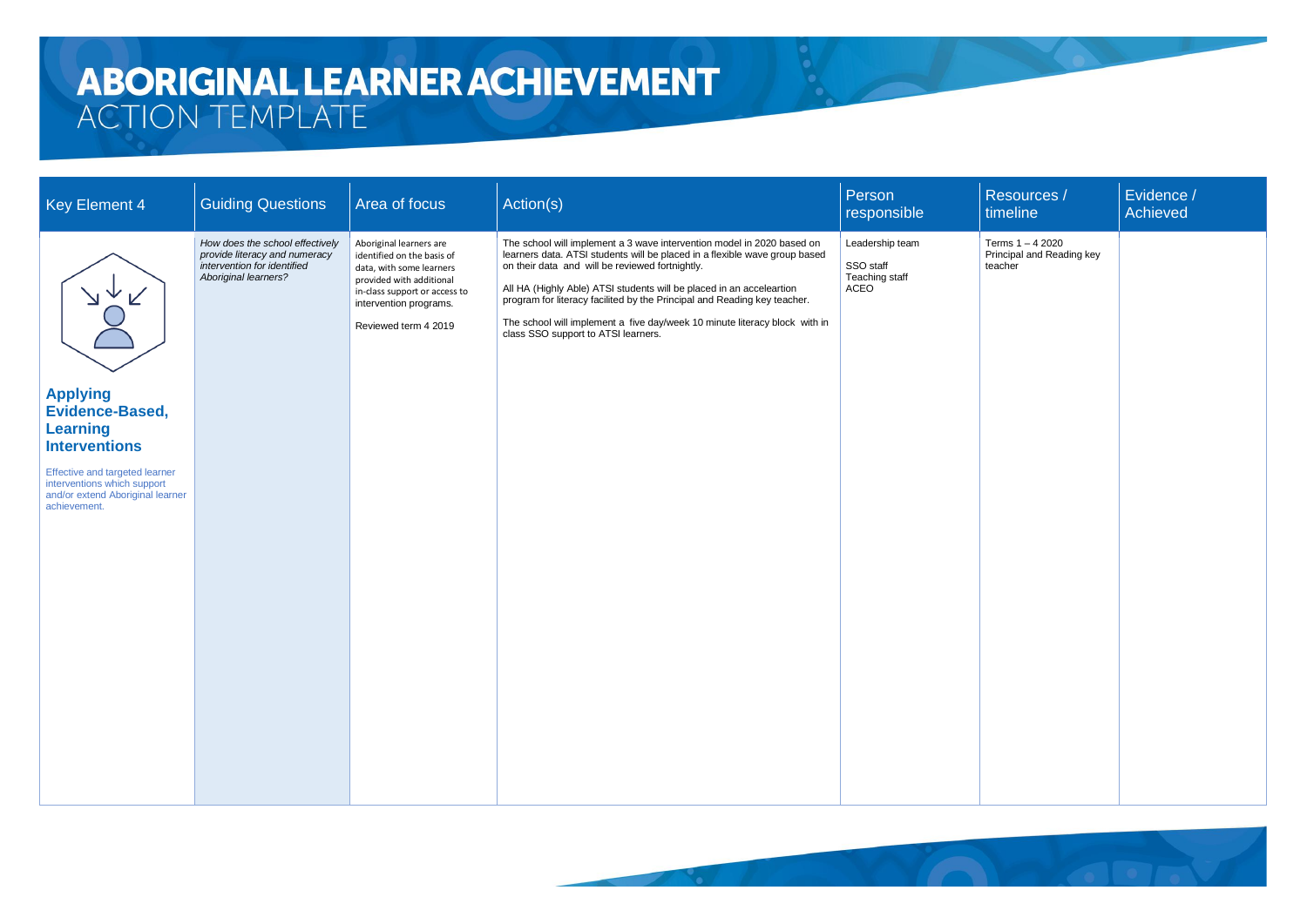# ABORIGINAL LEARNER ACHIEVEMENT
## ACTION TEMPLATE

| Key Element 4 | Guiding Questions | Area of focus | Action(s) | Person responsible | Resources / timeline | Evidence / Achieved |
|---|---|---|---|---|---|---|
| **Applying Evidence-Based, Learning Interventions**<br><br>Effective and targeted learner interventions which support and/or extend Aboriginal learner achievement. | *How does the school effectively provide literacy and numeracy intervention for identified Aboriginal learners?* | Aboriginal learners are identified on the basis of data, with some learners provided with additional in-class support or access to intervention programs.<br><br>Reviewed term 4 2019 | The school will implement a 3 wave intervention model in 2020 based on learners data. ATSI students will be placed in a flexible wave group based on their data and will be reviewed fortnightly.<br><br>All HA (Highly Able) ATSI students will be placed in an acceleartion program for literacy facilited by the Principal and Reading key teacher.<br><br>The school will implement a five day/week 10 minute literacy block with in class SSO support to ATSI learners. | Leadership team<br><br>SSO staff<br>Teaching staff<br>ACEO | Terms 1 – 4 2020<br>Principal and Reading key teacher | |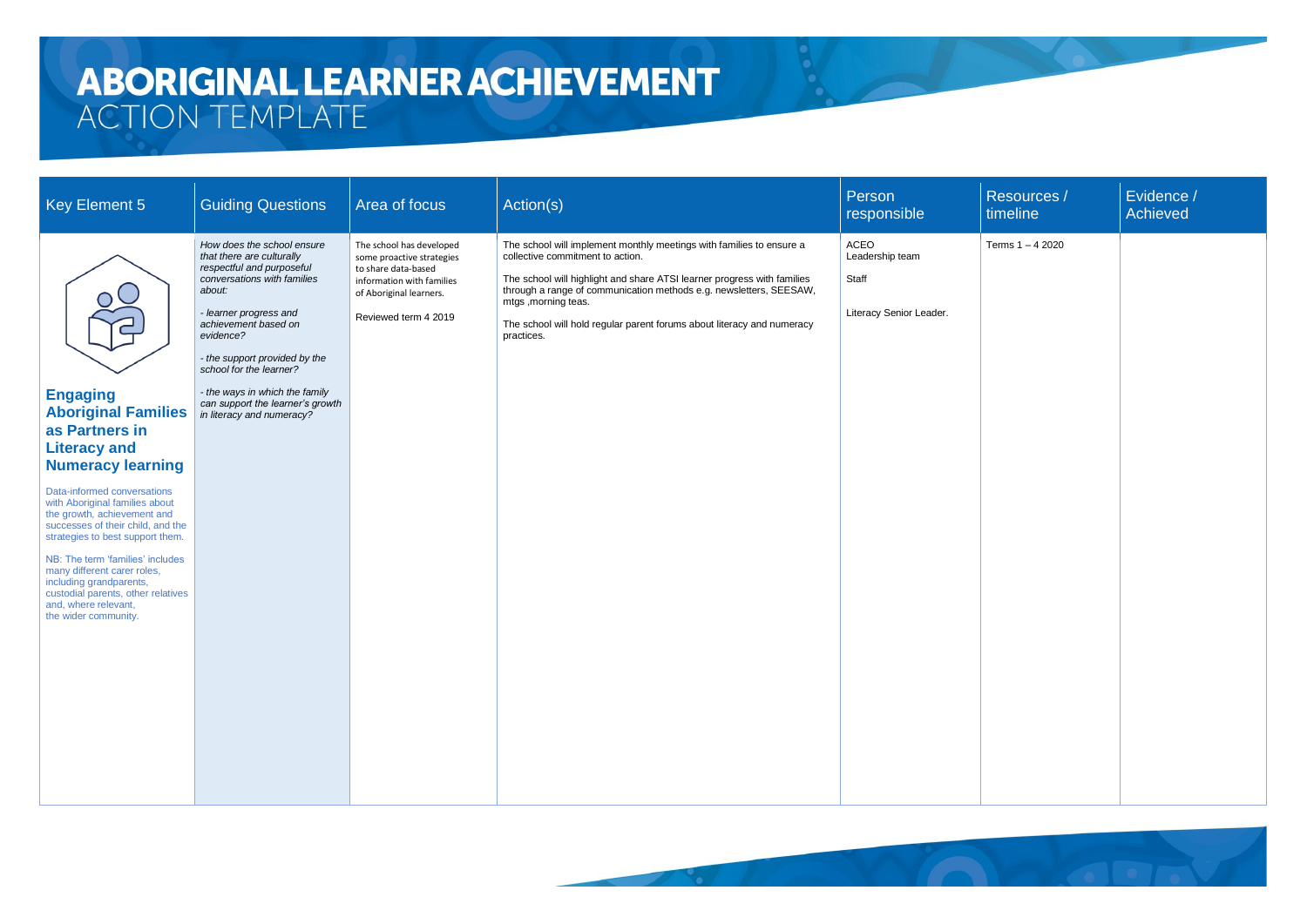# ABORIGINAL LEARNER ACHIEVEMENT
## ACTION TEMPLATE

| Key Element 5 | Guiding Questions | Area of focus | Action(s) | Person responsible | Resources / timeline | Evidence / Achieved |
|---|---|---|---|---|---|---|
| **Engaging Aboriginal Families as Partners in Literacy and Numeracy learning**<br><br>Data-informed conversations with Aboriginal families about the growth, achievement and successes of their child, and the strategies to best support them.<br><br>NB: The term 'families' includes many different carer roles, including grandparents, custodial parents, other relatives and, where relevant, the wider community. | *How does the school ensure that there are culturally respectful and purposeful conversations with families about:*<br><br>*- learner progress and achievement based on evidence?*<br><br>*- the support provided by the school for the learner?*<br><br>*- the ways in which the family can support the learner's growth in literacy and numeracy?* | The school has developed some proactive strategies to share data-based information with families of Aboriginal learners.<br><br>Reviewed term 4 2019 | The school will implement monthly meetings with families to ensure a collective commitment to action.<br><br>The school will highlight and share ATSI learner progress with families through a range of communication methods e.g. newsletters, SEESAW, mtgs ,morning teas.<br><br>The school will hold regular parent forums about literacy and numeracy practices. | ACEO<br>Leadership team<br><br>Staff<br><br>Literacy Senior Leader. | Terms 1 – 4 2020 | |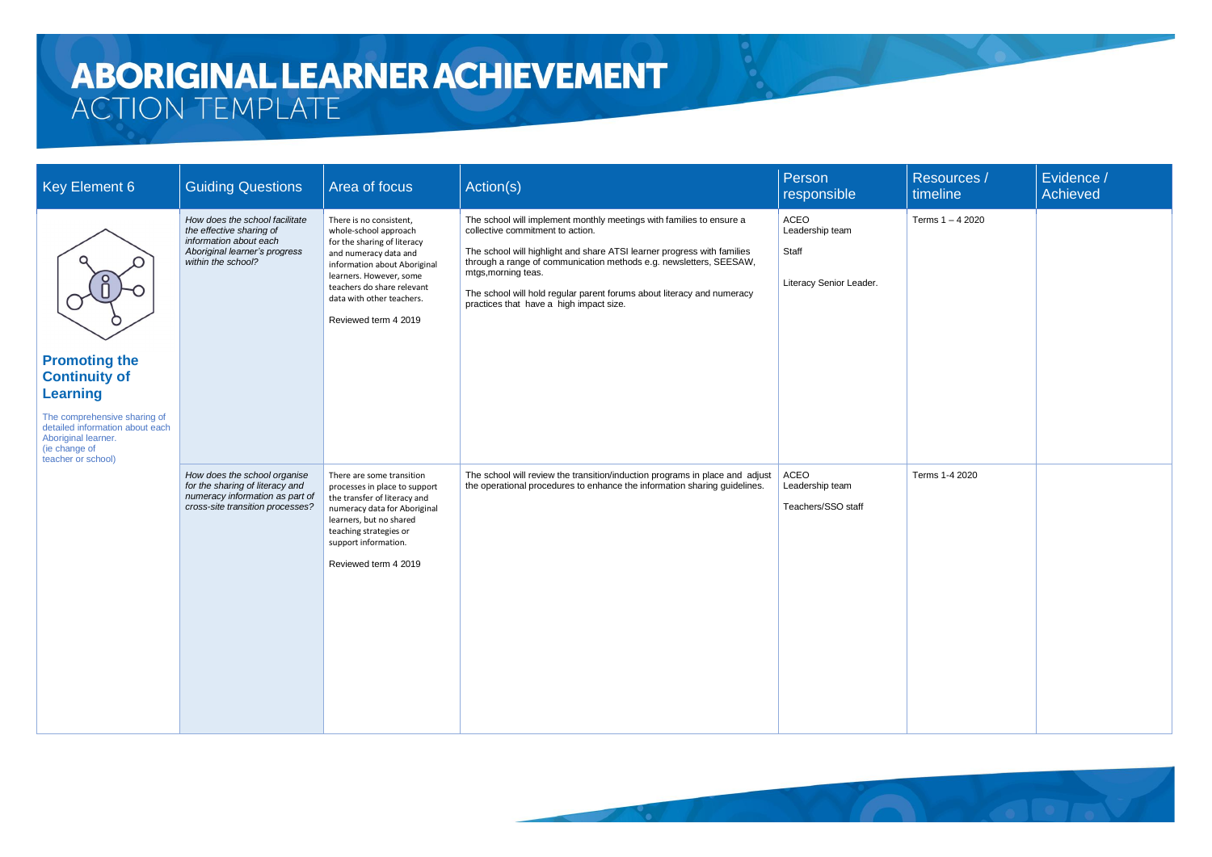# ABORIGINAL LEARNER ACHIEVEMENT
## ACTION TEMPLATE

| Key Element 6 | Guiding Questions | Area of focus | Action(s) | Person responsible | Resources / timeline | Evidence / Achieved |
|---|---|---|---|---|---|---|
| **Promoting the Continuity of Learning**<br><br>The comprehensive sharing of detailed information about each Aboriginal learner. (ie change of teacher or school) | *How does the school facilitate the effective sharing of information about each Aboriginal learner's progress within the school?* | There is no consistent, whole-school approach for the sharing of literacy and numeracy data and information about Aboriginal learners. However, some teachers do share relevant data with other teachers.<br><br>Reviewed term 4 2019 | The school will implement monthly meetings with families to ensure a collective commitment to action.<br><br>The school will highlight and share ATSI learner progress with families through a range of communication methods e.g. newsletters, SEESAW, mtgs,morning teas.<br><br>The school will hold regular parent forums about literacy and numeracy practices that have a high impact size. | ACEO<br>Leadership team<br><br>Staff<br><br>Literacy Senior Leader. | Terms 1 – 4 2020 | |
| | *How does the school organise for the sharing of literacy and numeracy information as part of cross-site transition processes?* | There are some transition processes in place to support the transfer of literacy and numeracy data for Aboriginal learners, but no shared teaching strategies or support information.<br><br>Reviewed term 4 2019 | The school will review the transition/induction programs in place and adjust the operational procedures to enhance the information sharing guidelines. | ACEO<br>Leadership team<br><br>Teachers/SSO staff | Terms 1-4 2020 | |